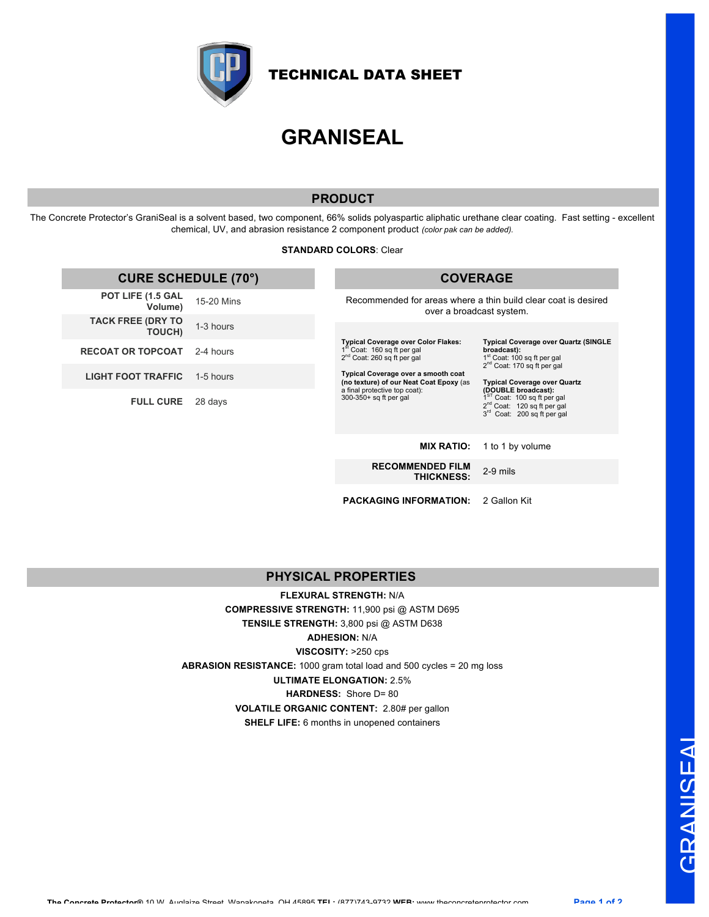# TECHNICAL DATA SHEET

# GRANISEAL

## PRODUCT

The Concrete Protector's GraniSeal is a solvent based, two component, 66% solids polyaspartic aliphatic urethane clear coating. Fast setting - excellent chemical, UV, and abrasion resistance 2 component product *(color pak can be added).*

**STANDARD COLORS**: Clear

## CURE SCHEDULE (70°)

| | |
|---|---|
| **POT LIFE (1.5 GAL Volume)** | 15-20 Mins |
| **TACK FREE (DRY TO TOUCH)** | 1-3 hours |
| **RECOAT OR TOPCOAT** | 2-4 hours |
| **LIGHT FOOT TRAFFIC** | 1-5 hours |
| **FULL CURE** | 28 days |

## COVERAGE

Recommended for areas where a thin build clear coat is desired over a broadcast system.

**Typical Coverage over Color Flakes:**
1st Coat: 160 sq ft per gal
2nd Coat: 260 sq ft per gal

**Typical Coverage over a smooth coat (no texture) of our Neat Coat Epoxy** (as a final protective top coat):
300-350+ sq ft per gal

**Typical Coverage over Quartz (SINGLE broadcast):**
1st Coat: 100 sq ft per gal
2nd Coat: 170 sq ft per gal

**Typical Coverage over Quartz (DOUBLE broadcast):**
1ST Coat: 100 sq ft per gal
2nd Coat: 120 sq ft per gal
3rd Coat: 200 sq ft per gal

| | |
|---|---|
| **MIX RATIO:** | 1 to 1 by volume |
| **RECOMMENDED FILM THICKNESS:** | 2-9 mils |
| **PACKAGING INFORMATION:** | 2 Gallon Kit |

## PHYSICAL PROPERTIES

**FLEXURAL STRENGTH:** N/A
**COMPRESSIVE STRENGTH:** 11,900 psi @ ASTM D695
**TENSILE STRENGTH:** 3,800 psi @ ASTM D638
**ADHESION:** N/A
**VISCOSITY:** >250 cps
**ABRASION RESISTANCE:** 1000 gram total load and 500 cycles = 20 mg loss
**ULTIMATE ELONGATION:** 2.5%
**HARDNESS:** Shore D= 80
**VOLATILE ORGANIC CONTENT:** 2.80# per gallon
**SHELF LIFE:** 6 months in unopened containers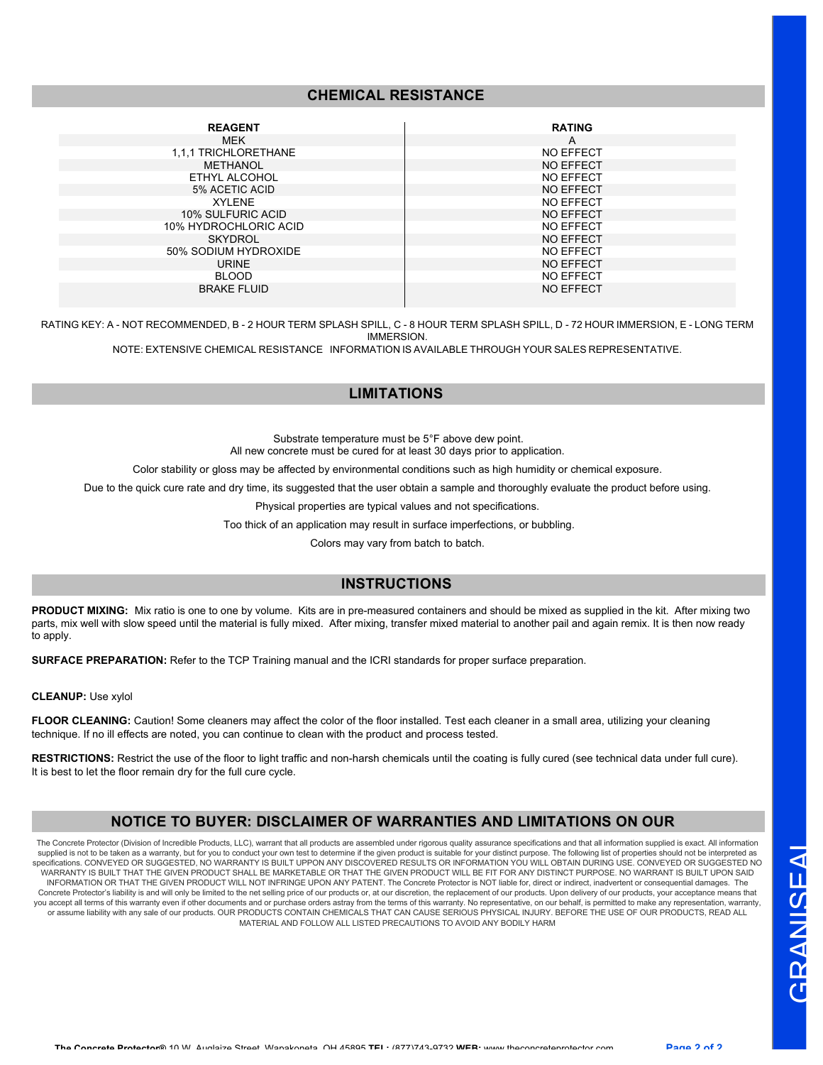## CHEMICAL RESISTANCE

| REAGENT | RATING |
|---|---|
| MEK | A |
| 1,1,1 TRICHLORETHANE | NO EFFECT |
| METHANOL | NO EFFECT |
| ETHYL ALCOHOL | NO EFFECT |
| 5% ACETIC ACID | NO EFFECT |
| XYLENE | NO EFFECT |
| 10% SULFURIC ACID | NO EFFECT |
| 10% HYDROCHLORIC ACID | NO EFFECT |
| SKYDROL | NO EFFECT |
| 50% SODIUM HYDROXIDE | NO EFFECT |
| URINE | NO EFFECT |
| BLOOD | NO EFFECT |
| BRAKE FLUID | NO EFFECT |

RATING KEY: A - NOT RECOMMENDED, B - 2 HOUR TERM SPLASH SPILL, C - 8 HOUR TERM SPLASH SPILL, D - 72 HOUR IMMERSION, E - LONG TERM IMMERSION.

NOTE: EXTENSIVE CHEMICAL RESISTANCE INFORMATION IS AVAILABLE THROUGH YOUR SALES REPRESENTATIVE.

## LIMITATIONS

Substrate temperature must be 5°F above dew point.
All new concrete must be cured for at least 30 days prior to application.

Color stability or gloss may be affected by environmental conditions such as high humidity or chemical exposure.

Due to the quick cure rate and dry time, its suggested that the user obtain a sample and thoroughly evaluate the product before using.

Physical properties are typical values and not specifications.

Too thick of an application may result in surface imperfections, or bubbling.

Colors may vary from batch to batch.

## INSTRUCTIONS

**PRODUCT MIXING:** Mix ratio is one to one by volume. Kits are in pre-measured containers and should be mixed as supplied in the kit. After mixing two parts, mix well with slow speed until the material is fully mixed. After mixing, transfer mixed material to another pail and again remix. It is then now ready to apply.

**SURFACE PREPARATION:** Refer to the TCP Training manual and the ICRI standards for proper surface preparation.

**CLEANUP:** Use xylol

**FLOOR CLEANING:** Caution! Some cleaners may affect the color of the floor installed. Test each cleaner in a small area, utilizing your cleaning technique. If no ill effects are noted, you can continue to clean with the product and process tested.

**RESTRICTIONS:** Restrict the use of the floor to light traffic and non-harsh chemicals until the coating is fully cured (see technical data under full cure). It is best to let the floor remain dry for the full cure cycle.

## NOTICE TO BUYER: DISCLAIMER OF WARRANTIES AND LIMITATIONS ON OUR

The Concrete Protector (Division of Incredible Products, LLC), warrant that all products are assembled under rigorous quality assurance specifications and that all information supplied is exact. All information supplied is not to be taken as a warranty, but for you to conduct your own test to determine if the given product is suitable for your distinct purpose. The following list of properties should not be interpreted as specifications. CONVEYED OR SUGGESTED, NO WARRANTY IS BUILT UPPON ANY DISCOVERED RESULTS OR INFORMATION YOU WILL OBTAIN DURING USE. CONVEYED OR SUGGESTED NO WARRANTY IS BUILT THAT THE GIVEN PRODUCT SHALL BE MARKETABLE OR THAT THE GIVEN PRODUCT WILL BE FIT FOR ANY DISTINCT PURPOSE. NO WARRANT IS BUILT UPON SAID INFORMATION OR THAT THE GIVEN PRODUCT WILL NOT INFRINGE UPON ANY PATENT. The Concrete Protector is NOT liable for, direct or indirect, inadvertent or consequential damages. The Concrete Protector's liability is and will only be limited to the net selling price of our products or, at our discretion, the replacement of our products. Upon delivery of our products, your acceptance means that you accept all terms of this warranty even if other documents and or purchase orders astray from the terms of this warranty. No representative, on our behalf, is permitted to make any representation, warranty, or assume liability with any sale of our products. OUR PRODUCTS CONTAIN CHEMICALS THAT CAN CAUSE SERIOUS PHYSICAL INJURY. BEFORE THE USE OF OUR PRODUCTS, READ ALL MATERIAL AND FOLLOW ALL LISTED PRECAUTIONS TO AVOID ANY BODILY HARM